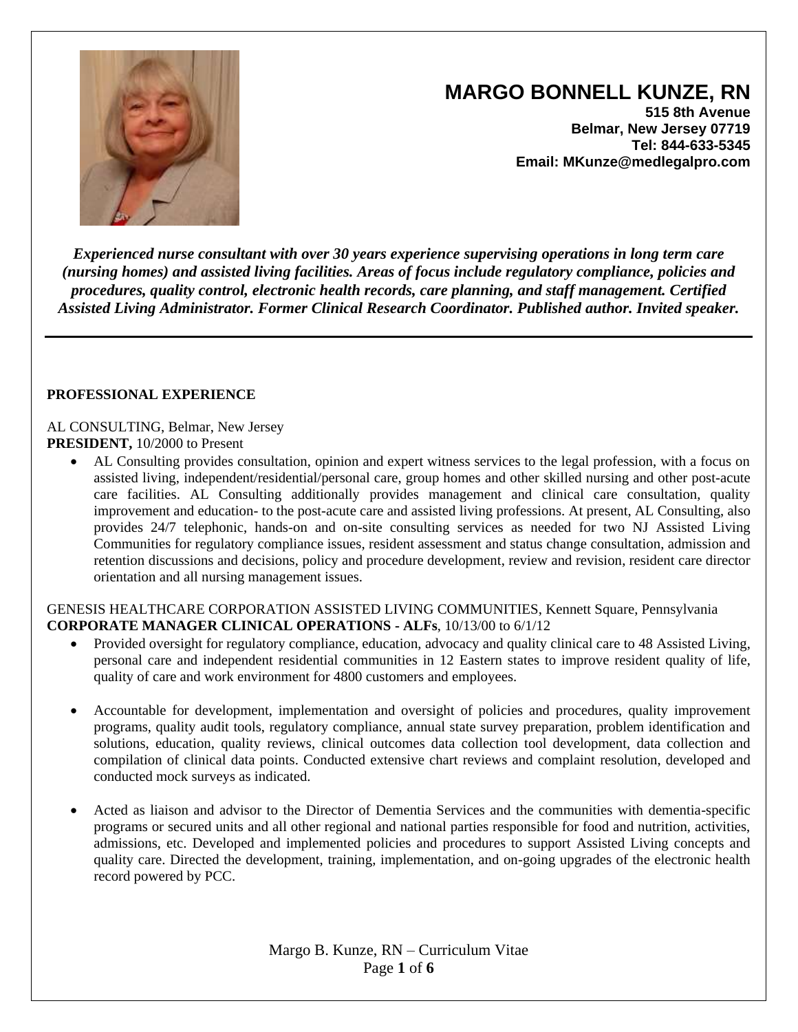# MARGO BONNELL KUNZE, RN

**515 8th Avenue**
**Belmar, New Jersey 07719**
**Tel: 844-633-5345**
**Email: MKunze@medlegalpro.com**

***Experienced nurse consultant with over 30 years experience supervising operations in long term care (nursing homes) and assisted living facilities. Areas of focus include regulatory compliance, policies and procedures, quality control, electronic health records, care planning, and staff management. Certified Assisted Living Administrator. Former Clinical Research Coordinator. Published author. Invited speaker.***

---

## PROFESSIONAL EXPERIENCE

AL CONSULTING, Belmar, New Jersey
**PRESIDENT,** 10/2000 to Present

- AL Consulting provides consultation, opinion and expert witness services to the legal profession, with a focus on assisted living, independent/residential/personal care, group homes and other skilled nursing and other post-acute care facilities. AL Consulting additionally provides management and clinical care consultation, quality improvement and education- to the post-acute care and assisted living professions. At present, AL Consulting, also provides 24/7 telephonic, hands-on and on-site consulting services as needed for two NJ Assisted Living Communities for regulatory compliance issues, resident assessment and status change consultation, admission and retention discussions and decisions, policy and procedure development, review and revision, resident care director orientation and all nursing management issues.

GENESIS HEALTHCARE CORPORATION ASSISTED LIVING COMMUNITIES, Kennett Square, Pennsylvania
**CORPORATE MANAGER CLINICAL OPERATIONS - ALFs**, 10/13/00 to 6/1/12

- Provided oversight for regulatory compliance, education, advocacy and quality clinical care to 48 Assisted Living, personal care and independent residential communities in 12 Eastern states to improve resident quality of life, quality of care and work environment for 4800 customers and employees.

- Accountable for development, implementation and oversight of policies and procedures, quality improvement programs, quality audit tools, regulatory compliance, annual state survey preparation, problem identification and solutions, education, quality reviews, clinical outcomes data collection tool development, data collection and compilation of clinical data points. Conducted extensive chart reviews and complaint resolution, developed and conducted mock surveys as indicated.

- Acted as liaison and advisor to the Director of Dementia Services and the communities with dementia-specific programs or secured units and all other regional and national parties responsible for food and nutrition, activities, admissions, etc. Developed and implemented policies and procedures to support Assisted Living concepts and quality care. Directed the development, training, implementation, and on-going upgrades of the electronic health record powered by PCC.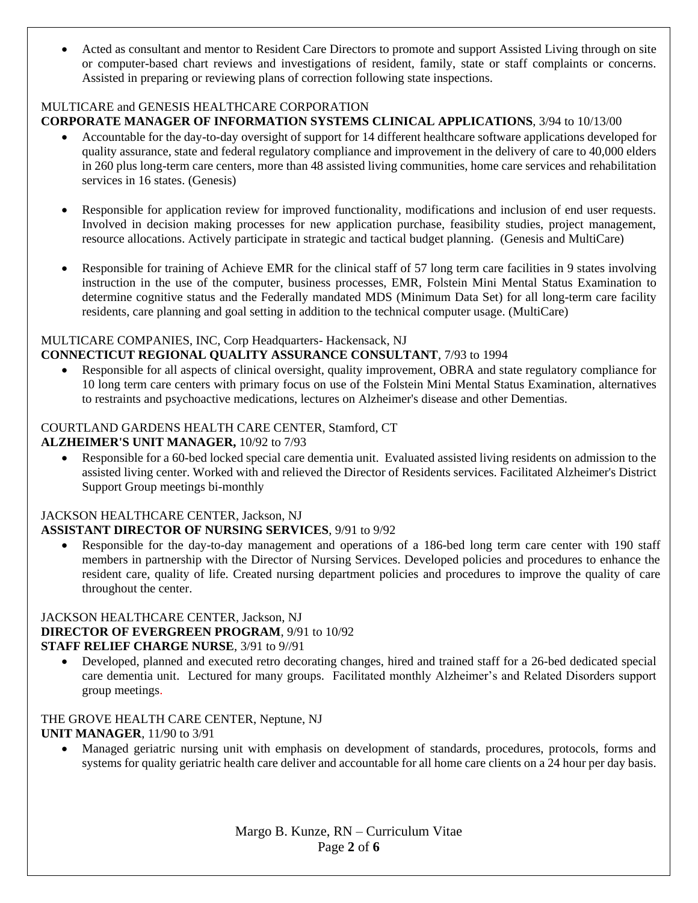- Acted as consultant and mentor to Resident Care Directors to promote and support Assisted Living through on site or computer-based chart reviews and investigations of resident, family, state or staff complaints or concerns. Assisted in preparing or reviewing plans of correction following state inspections.

MULTICARE and GENESIS HEALTHCARE CORPORATION
**CORPORATE MANAGER OF INFORMATION SYSTEMS CLINICAL APPLICATIONS**, 3/94 to 10/13/00

- Accountable for the day-to-day oversight of support for 14 different healthcare software applications developed for quality assurance, state and federal regulatory compliance and improvement in the delivery of care to 40,000 elders in 260 plus long-term care centers, more than 48 assisted living communities, home care services and rehabilitation services in 16 states. (Genesis)

- Responsible for application review for improved functionality, modifications and inclusion of end user requests. Involved in decision making processes for new application purchase, feasibility studies, project management, resource allocations. Actively participate in strategic and tactical budget planning. (Genesis and MultiCare)

- Responsible for training of Achieve EMR for the clinical staff of 57 long term care facilities in 9 states involving instruction in the use of the computer, business processes, EMR, Folstein Mini Mental Status Examination to determine cognitive status and the Federally mandated MDS (Minimum Data Set) for all long-term care facility residents, care planning and goal setting in addition to the technical computer usage. (MultiCare)

MULTICARE COMPANIES, INC, Corp Headquarters- Hackensack, NJ
**CONNECTICUT REGIONAL QUALITY ASSURANCE CONSULTANT**, 7/93 to 1994

- Responsible for all aspects of clinical oversight, quality improvement, OBRA and state regulatory compliance for 10 long term care centers with primary focus on use of the Folstein Mini Mental Status Examination, alternatives to restraints and psychoactive medications, lectures on Alzheimer's disease and other Dementias.

COURTLAND GARDENS HEALTH CARE CENTER, Stamford, CT
**ALZHEIMER'S UNIT MANAGER,** 10/92 to 7/93

- Responsible for a 60-bed locked special care dementia unit. Evaluated assisted living residents on admission to the assisted living center. Worked with and relieved the Director of Residents services. Facilitated Alzheimer's District Support Group meetings bi-monthly

JACKSON HEALTHCARE CENTER, Jackson, NJ
**ASSISTANT DIRECTOR OF NURSING SERVICES**, 9/91 to 9/92

- Responsible for the day-to-day management and operations of a 186-bed long term care center with 190 staff members in partnership with the Director of Nursing Services. Developed policies and procedures to enhance the resident care, quality of life. Created nursing department policies and procedures to improve the quality of care throughout the center.

JACKSON HEALTHCARE CENTER, Jackson, NJ
**DIRECTOR OF EVERGREEN PROGRAM**, 9/91 to 10/92
**STAFF RELIEF CHARGE NURSE**, 3/91 to 9//91

- Developed, planned and executed retro decorating changes, hired and trained staff for a 26-bed dedicated special care dementia unit. Lectured for many groups. Facilitated monthly Alzheimer's and Related Disorders support group meetings.

THE GROVE HEALTH CARE CENTER, Neptune, NJ
**UNIT MANAGER**, 11/90 to 3/91

- Managed geriatric nursing unit with emphasis on development of standards, procedures, protocols, forms and systems for quality geriatric health care deliver and accountable for all home care clients on a 24 hour per day basis.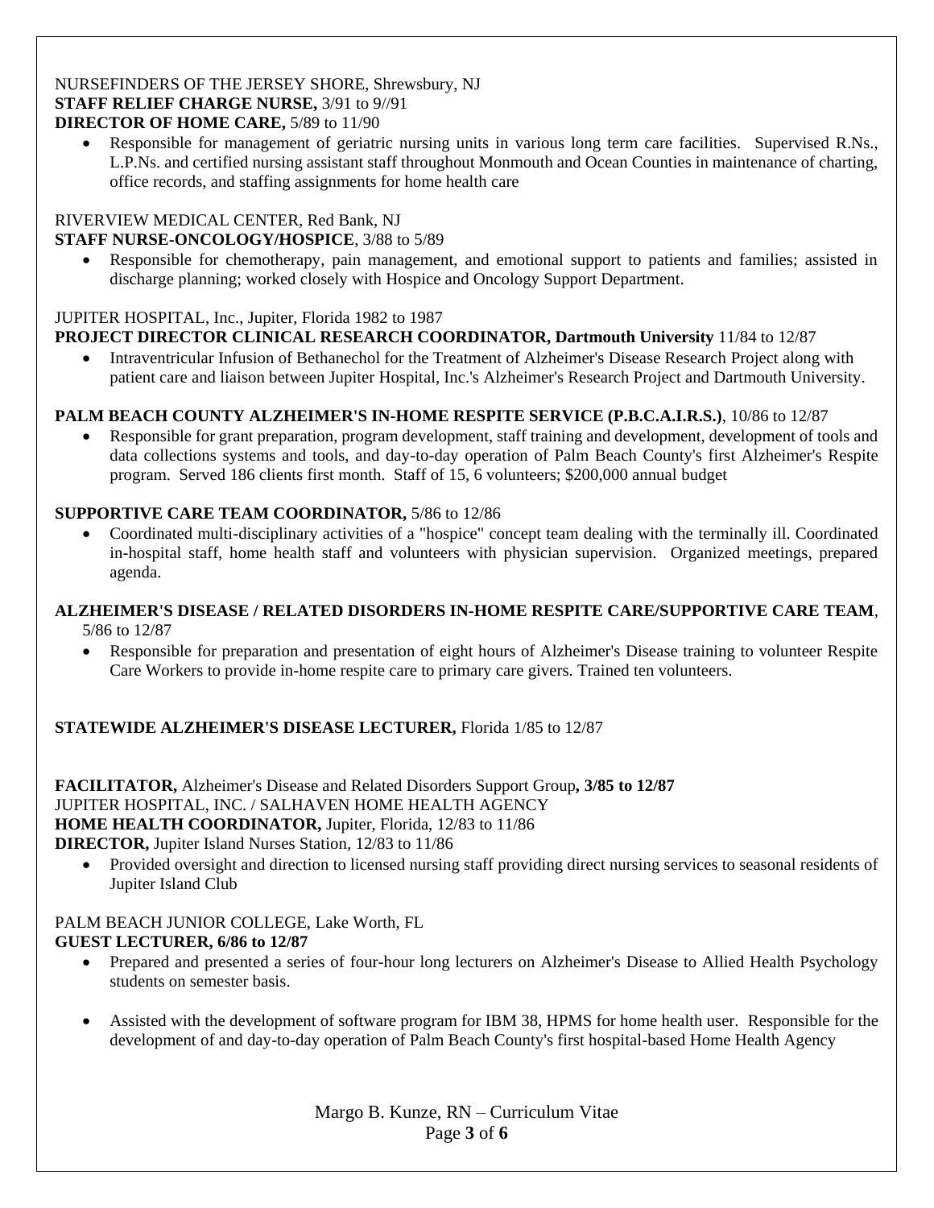NURSEFINDERS OF THE JERSEY SHORE, Shrewsbury, NJ
**STAFF RELIEF CHARGE NURSE,** 3/91 to 9//91
**DIRECTOR OF HOME CARE,** 5/89 to 11/90

- Responsible for management of geriatric nursing units in various long term care facilities. Supervised R.Ns., L.P.Ns. and certified nursing assistant staff throughout Monmouth and Ocean Counties in maintenance of charting, office records, and staffing assignments for home health care

RIVERVIEW MEDICAL CENTER, Red Bank, NJ
**STAFF NURSE-ONCOLOGY/HOSPICE**, 3/88 to 5/89

- Responsible for chemotherapy, pain management, and emotional support to patients and families; assisted in discharge planning; worked closely with Hospice and Oncology Support Department.

JUPITER HOSPITAL, Inc., Jupiter, Florida 1982 to 1987
**PROJECT DIRECTOR CLINICAL RESEARCH COORDINATOR, Dartmouth University** 11/84 to 12/87

- Intraventricular Infusion of Bethanechol for the Treatment of Alzheimer's Disease Research Project along with patient care and liaison between Jupiter Hospital, Inc.'s Alzheimer's Research Project and Dartmouth University.

**PALM BEACH COUNTY ALZHEIMER'S IN-HOME RESPITE SERVICE (P.B.C.A.I.R.S.)**, 10/86 to 12/87

- Responsible for grant preparation, program development, staff training and development, development of tools and data collections systems and tools, and day-to-day operation of Palm Beach County's first Alzheimer's Respite program. Served 186 clients first month. Staff of 15, 6 volunteers; $200,000 annual budget

**SUPPORTIVE CARE TEAM COORDINATOR,** 5/86 to 12/86

- Coordinated multi-disciplinary activities of a "hospice" concept team dealing with the terminally ill. Coordinated in-hospital staff, home health staff and volunteers with physician supervision. Organized meetings, prepared agenda.

**ALZHEIMER'S DISEASE / RELATED DISORDERS IN-HOME RESPITE CARE/SUPPORTIVE CARE TEAM**, 5/86 to 12/87

- Responsible for preparation and presentation of eight hours of Alzheimer's Disease training to volunteer Respite Care Workers to provide in-home respite care to primary care givers. Trained ten volunteers.

**STATEWIDE ALZHEIMER'S DISEASE LECTURER,** Florida 1/85 to 12/87

**FACILITATOR,** Alzheimer's Disease and Related Disorders Support Group**, 3/85 to 12/87**
JUPITER HOSPITAL, INC. / SALHAVEN HOME HEALTH AGENCY
**HOME HEALTH COORDINATOR,** Jupiter, Florida, 12/83 to 11/86
**DIRECTOR,** Jupiter Island Nurses Station, 12/83 to 11/86

- Provided oversight and direction to licensed nursing staff providing direct nursing services to seasonal residents of Jupiter Island Club

PALM BEACH JUNIOR COLLEGE, Lake Worth, FL
**GUEST LECTURER, 6/86 to 12/87**

- Prepared and presented a series of four-hour long lecturers on Alzheimer's Disease to Allied Health Psychology students on semester basis.

- Assisted with the development of software program for IBM 38, HPMS for home health user. Responsible for the development of and day-to-day operation of Palm Beach County's first hospital-based Home Health Agency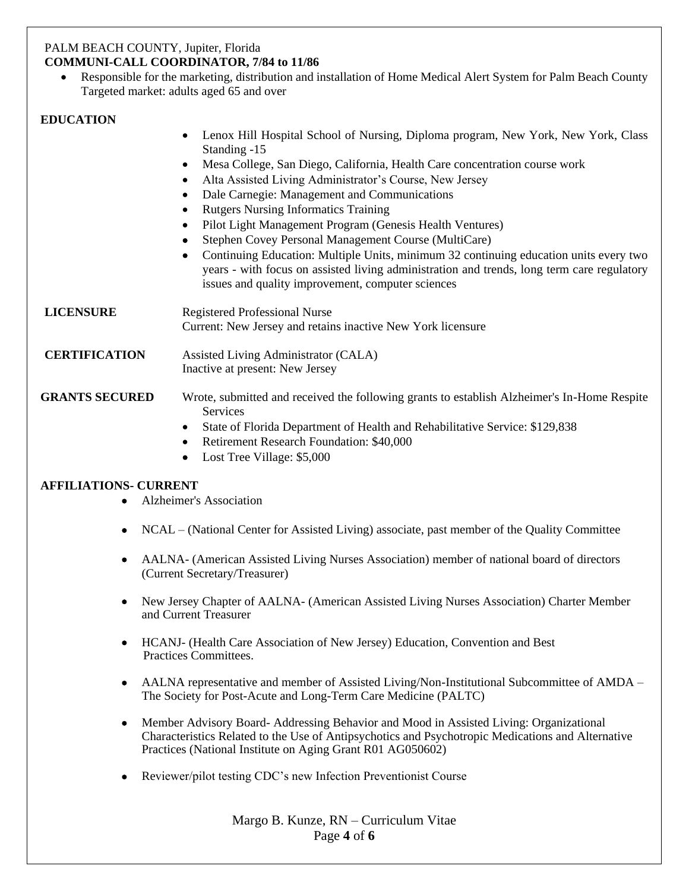PALM BEACH COUNTY, Jupiter, Florida
**COMMUNI-CALL COORDINATOR, 7/84 to 11/86**

- Responsible for the marketing, distribution and installation of Home Medical Alert System for Palm Beach County Targeted market: adults aged 65 and over

## EDUCATION

- Lenox Hill Hospital School of Nursing, Diploma program, New York, New York, Class Standing -15
- Mesa College, San Diego, California, Health Care concentration course work
- Alta Assisted Living Administrator's Course, New Jersey
- Dale Carnegie: Management and Communications
- Rutgers Nursing Informatics Training
- Pilot Light Management Program (Genesis Health Ventures)
- Stephen Covey Personal Management Course (MultiCare)
- Continuing Education: Multiple Units, minimum 32 continuing education units every two years - with focus on assisted living administration and trends, long term care regulatory issues and quality improvement, computer sciences

## LICENSURE

Registered Professional Nurse
Current: New Jersey and retains inactive New York licensure

## CERTIFICATION

Assisted Living Administrator (CALA)
Inactive at present: New Jersey

## GRANTS SECURED

Wrote, submitted and received the following grants to establish Alzheimer's In-Home Respite Services

- State of Florida Department of Health and Rehabilitative Service: $129,838
- Retirement Research Foundation: $40,000
- Lost Tree Village: $5,000

## AFFILIATIONS- CURRENT

- Alzheimer's Association
- NCAL – (National Center for Assisted Living) associate, past member of the Quality Committee
- AALNA- (American Assisted Living Nurses Association) member of national board of directors (Current Secretary/Treasurer)
- New Jersey Chapter of AALNA- (American Assisted Living Nurses Association) Charter Member and Current Treasurer
- HCANJ- (Health Care Association of New Jersey) Education, Convention and Best Practices Committees.
- AALNA representative and member of Assisted Living/Non-Institutional Subcommittee of AMDA – The Society for Post-Acute and Long-Term Care Medicine (PALTC)
- Member Advisory Board- Addressing Behavior and Mood in Assisted Living: Organizational Characteristics Related to the Use of Antipsychotics and Psychotropic Medications and Alternative Practices (National Institute on Aging Grant R01 AG050602)
- Reviewer/pilot testing CDC's new Infection Preventionist Course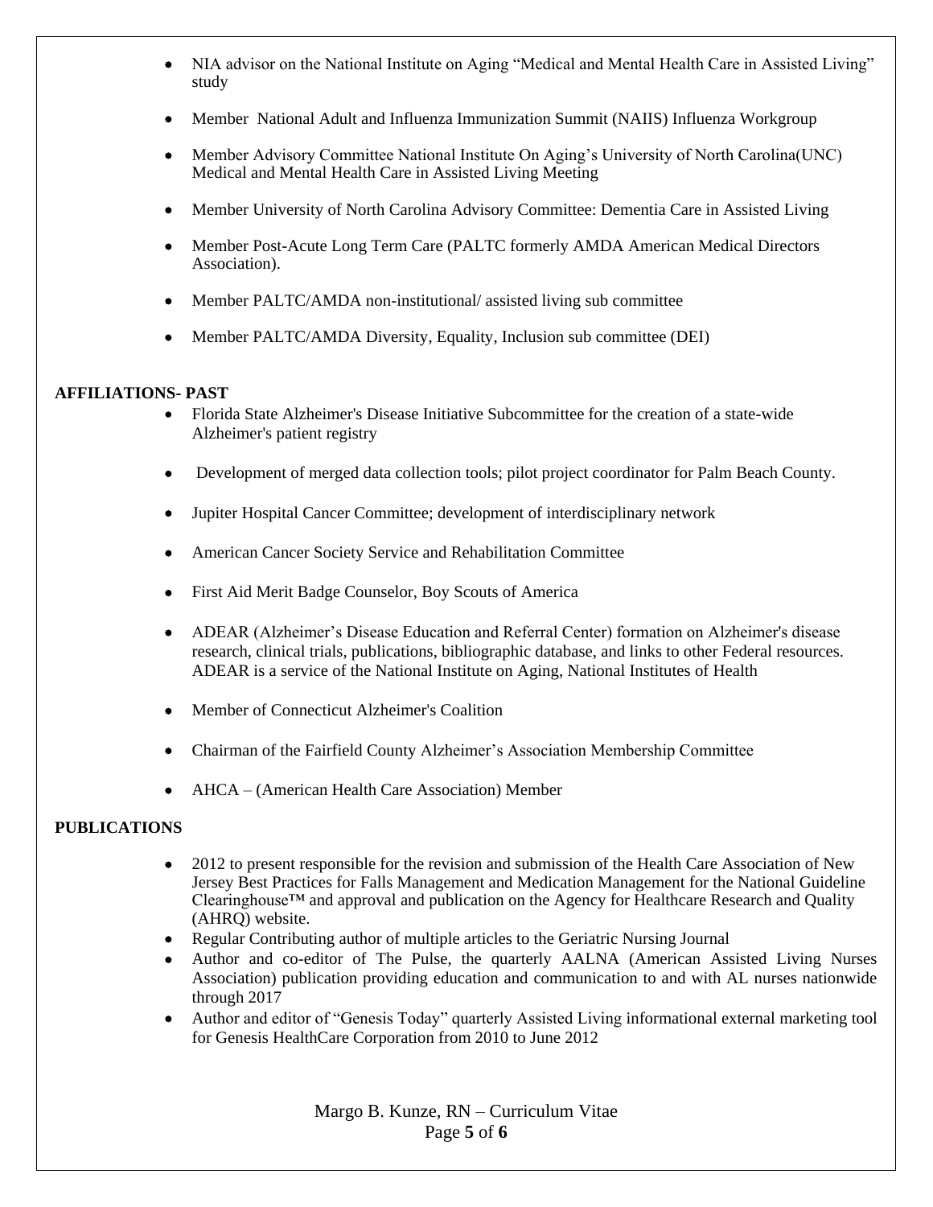- NIA advisor on the National Institute on Aging "Medical and Mental Health Care in Assisted Living" study
- Member National Adult and Influenza Immunization Summit (NAIIS) Influenza Workgroup
- Member Advisory Committee National Institute On Aging's University of North Carolina(UNC) Medical and Mental Health Care in Assisted Living Meeting
- Member University of North Carolina Advisory Committee: Dementia Care in Assisted Living
- Member Post-Acute Long Term Care (PALTC formerly AMDA American Medical Directors Association).
- Member PALTC/AMDA non-institutional/ assisted living sub committee
- Member PALTC/AMDA Diversity, Equality, Inclusion sub committee (DEI)

**AFFILIATIONS- PAST**

- Florida State Alzheimer's Disease Initiative Subcommittee for the creation of a state-wide Alzheimer's patient registry
- Development of merged data collection tools; pilot project coordinator for Palm Beach County.
- Jupiter Hospital Cancer Committee; development of interdisciplinary network
- American Cancer Society Service and Rehabilitation Committee
- First Aid Merit Badge Counselor, Boy Scouts of America
- ADEAR (Alzheimer's Disease Education and Referral Center) formation on Alzheimer's disease research, clinical trials, publications, bibliographic database, and links to other Federal resources. ADEAR is a service of the National Institute on Aging, National Institutes of Health
- Member of Connecticut Alzheimer's Coalition
- Chairman of the Fairfield County Alzheimer's Association Membership Committee
- AHCA – (American Health Care Association) Member

**PUBLICATIONS**

- 2012 to present responsible for the revision and submission of the Health Care Association of New Jersey Best Practices for Falls Management and Medication Management for the National Guideline Clearinghouse™ and approval and publication on the Agency for Healthcare Research and Quality (AHRQ) website.
- Regular Contributing author of multiple articles to the Geriatric Nursing Journal
- Author and co-editor of The Pulse, the quarterly AALNA (American Assisted Living Nurses Association) publication providing education and communication to and with AL nurses nationwide through 2017
- Author and editor of "Genesis Today" quarterly Assisted Living informational external marketing tool for Genesis HealthCare Corporation from 2010 to June 2012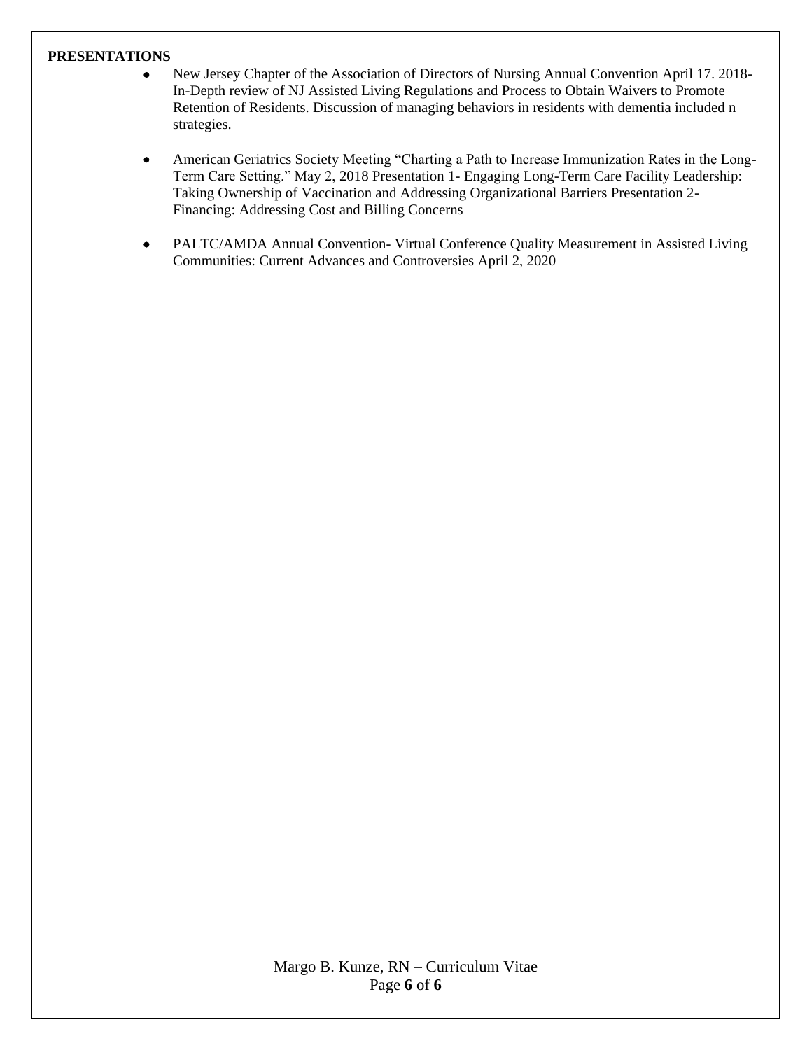**PRESENTATIONS**

- New Jersey Chapter of the Association of Directors of Nursing Annual Convention April 17. 2018- In-Depth review of NJ Assisted Living Regulations and Process to Obtain Waivers to Promote Retention of Residents. Discussion of managing behaviors in residents with dementia included n strategies.

- American Geriatrics Society Meeting "Charting a Path to Increase Immunization Rates in the Long-Term Care Setting." May 2, 2018 Presentation 1- Engaging Long-Term Care Facility Leadership: Taking Ownership of Vaccination and Addressing Organizational Barriers Presentation 2- Financing: Addressing Cost and Billing Concerns

- PALTC/AMDA Annual Convention- Virtual Conference Quality Measurement in Assisted Living Communities: Current Advances and Controversies April 2, 2020